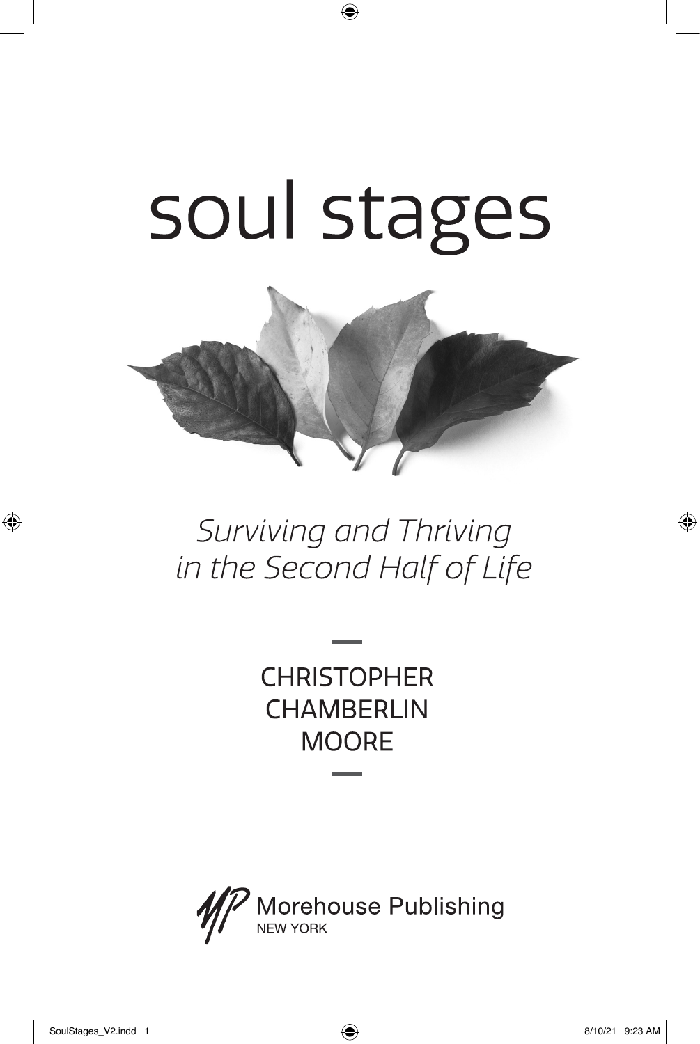# soul stages

*Surviving and Thriving in the Second Half of Life*

CHRISTOPHER CHAMBERLIN MOORE

Morehouse Publishing
NEW YORK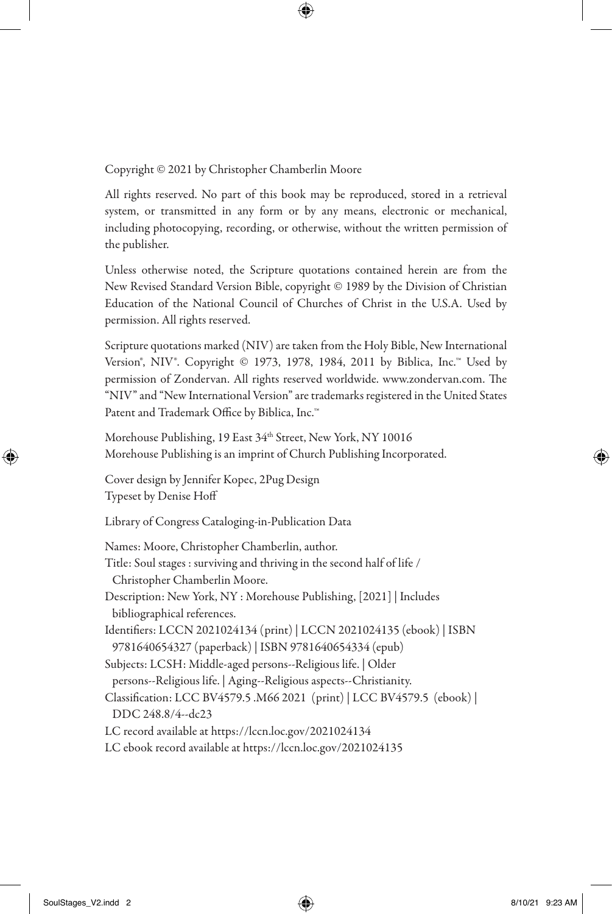Copyright © 2021 by Christopher Chamberlin Moore

All rights reserved. No part of this book may be reproduced, stored in a retrieval system, or transmitted in any form or by any means, electronic or mechanical, including photocopying, recording, or otherwise, without the written permission of the publisher.

Unless otherwise noted, the Scripture quotations contained herein are from the New Revised Standard Version Bible, copyright © 1989 by the Division of Christian Education of the National Council of Churches of Christ in the U.S.A. Used by permission. All rights reserved.

Scripture quotations marked (NIV) are taken from the Holy Bible, New International Version®, NIV®. Copyright © 1973, 1978, 1984, 2011 by Biblica, Inc.™ Used by permission of Zondervan. All rights reserved worldwide. www.zondervan.com. The "NIV" and "New International Version" are trademarks registered in the United States Patent and Trademark Office by Biblica, Inc.™

Morehouse Publishing, 19 East 34th Street, New York, NY 10016
Morehouse Publishing is an imprint of Church Publishing Incorporated.

Cover design by Jennifer Kopec, 2Pug Design
Typeset by Denise Hoff

Library of Congress Cataloging-in-Publication Data

Names: Moore, Christopher Chamberlin, author.
Title: Soul stages : surviving and thriving in the second half of life / Christopher Chamberlin Moore.
Description: New York, NY : Morehouse Publishing, [2021] | Includes bibliographical references.
Identifiers: LCCN 2021024134 (print) | LCCN 2021024135 (ebook) | ISBN 9781640654327 (paperback) | ISBN 9781640654334 (epub)
Subjects: LCSH: Middle-aged persons--Religious life. | Older persons--Religious life. | Aging--Religious aspects--Christianity.
Classification: LCC BV4579.5 .M66 2021 (print) | LCC BV4579.5 (ebook) | DDC 248.8/4--dc23
LC record available at https://lccn.loc.gov/2021024134
LC ebook record available at https://lccn.loc.gov/2021024135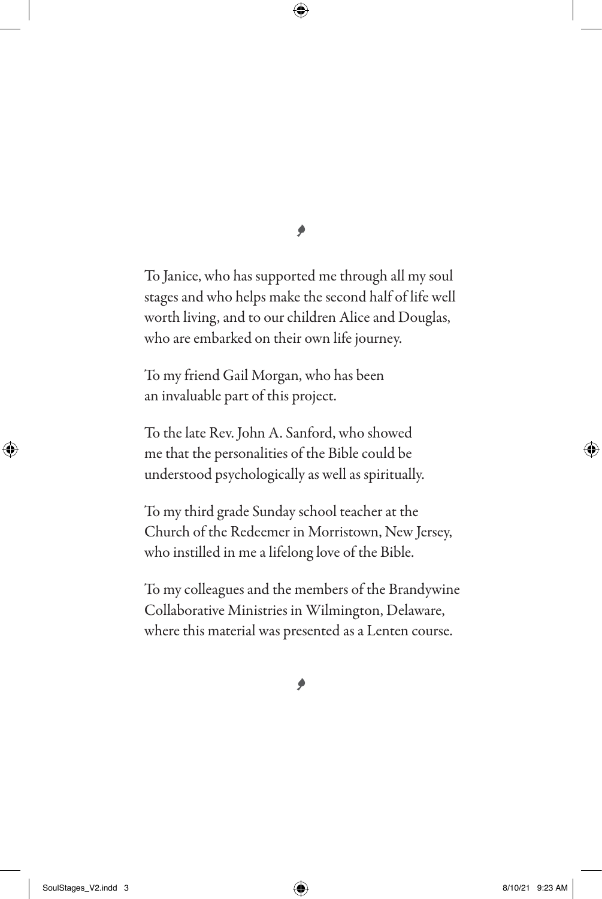To Janice, who has supported me through all my soul stages and who helps make the second half of life well worth living, and to our children Alice and Douglas, who are embarked on their own life journey.

To my friend Gail Morgan, who has been an invaluable part of this project.

To the late Rev. John A. Sanford, who showed me that the personalities of the Bible could be understood psychologically as well as spiritually.

To my third grade Sunday school teacher at the Church of the Redeemer in Morristown, New Jersey, who instilled in me a lifelong love of the Bible.

To my colleagues and the members of the Brandywine Collaborative Ministries in Wilmington, Delaware, where this material was presented as a Lenten course.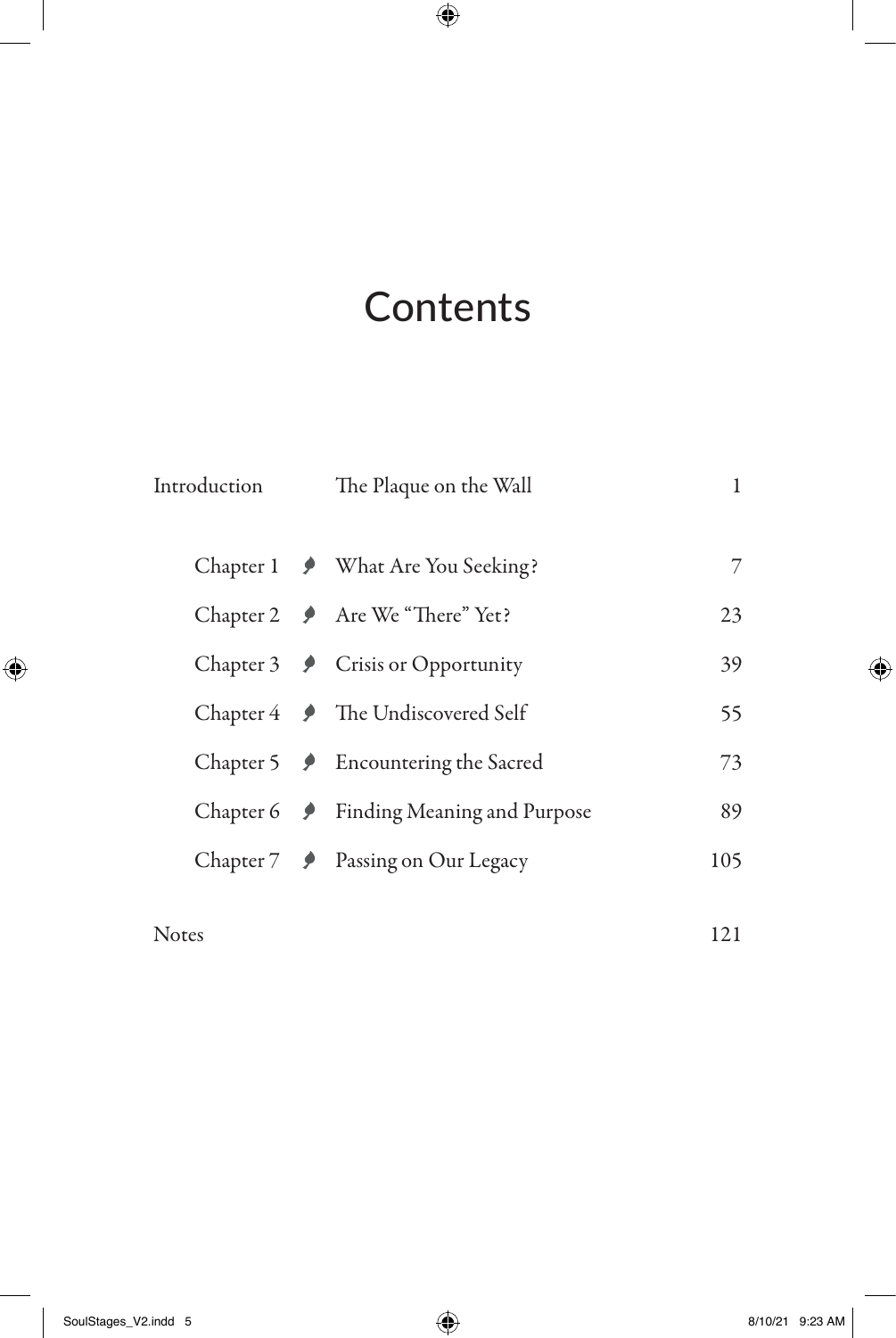# Contents

| | | |
|---|---|---|
| Introduction | The Plaque on the Wall | 1 |
| Chapter 1 | What Are You Seeking? | 7 |
| Chapter 2 | Are We "There" Yet? | 23 |
| Chapter 3 | Crisis or Opportunity | 39 |
| Chapter 4 | The Undiscovered Self | 55 |
| Chapter 5 | Encountering the Sacred | 73 |
| Chapter 6 | Finding Meaning and Purpose | 89 |
| Chapter 7 | Passing on Our Legacy | 105 |
| Notes | | 121 |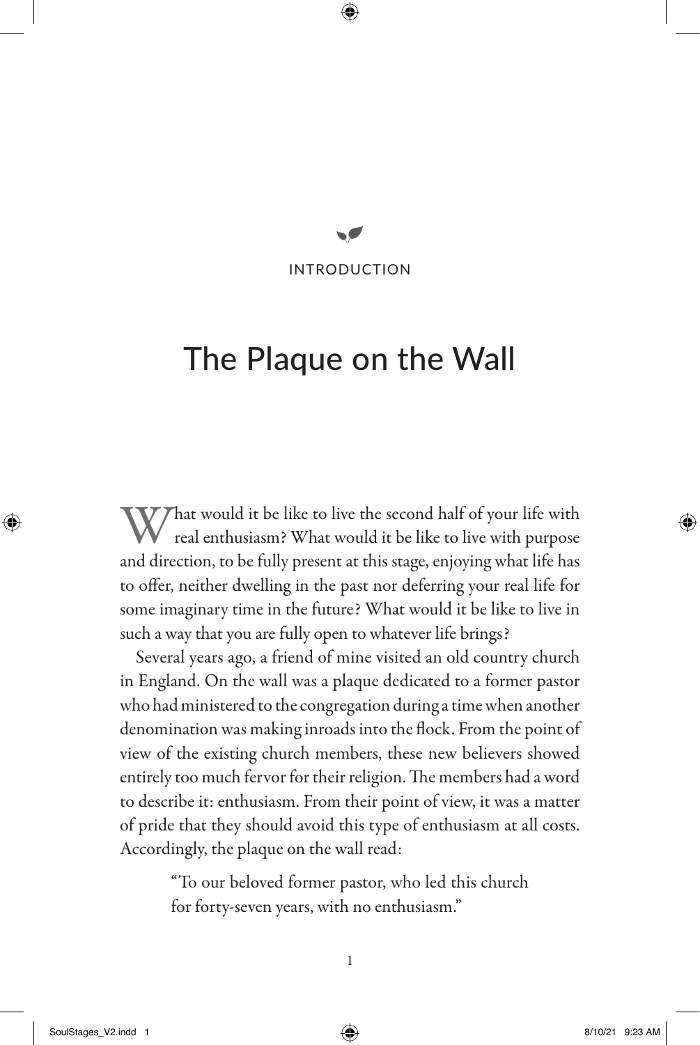INTRODUCTION

# The Plaque on the Wall

What would it be like to live the second half of your life with real enthusiasm? What would it be like to live with purpose and direction, to be fully present at this stage, enjoying what life has to offer, neither dwelling in the past nor deferring your real life for some imaginary time in the future? What would it be like to live in such a way that you are fully open to whatever life brings?

Several years ago, a friend of mine visited an old country church in England. On the wall was a plaque dedicated to a former pastor who had ministered to the congregation during a time when another denomination was making inroads into the flock. From the point of view of the existing church members, these new believers showed entirely too much fervor for their religion. The members had a word to describe it: enthusiasm. From their point of view, it was a matter of pride that they should avoid this type of enthusiasm at all costs. Accordingly, the plaque on the wall read:

> "To our beloved former pastor, who led this church for forty-seven years, with no enthusiasm."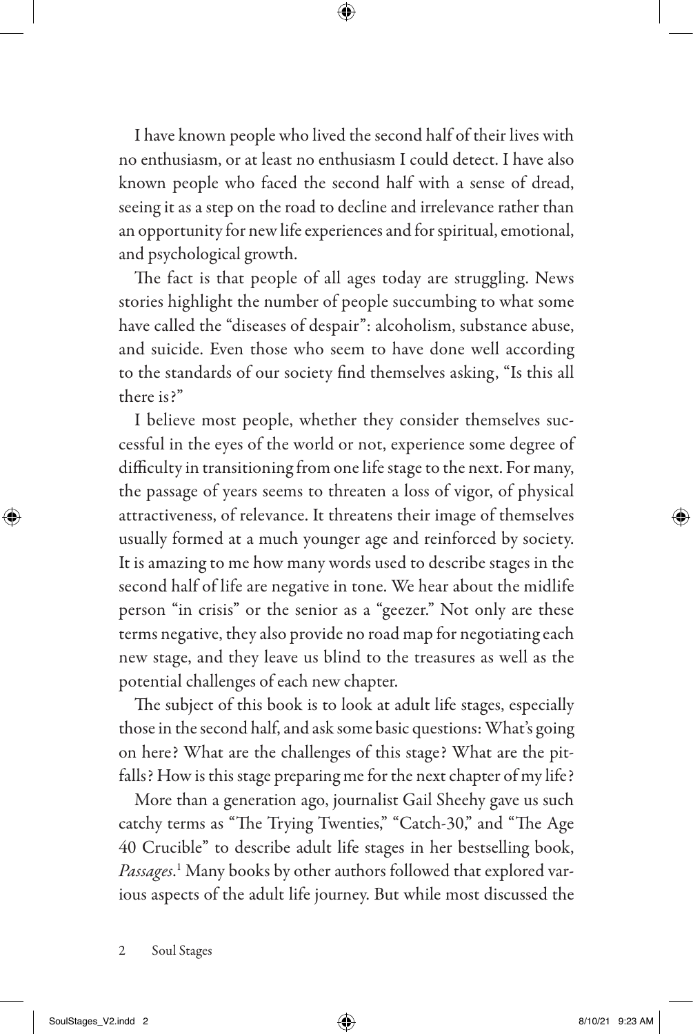I have known people who lived the second half of their lives with no enthusiasm, or at least no enthusiasm I could detect. I have also known people who faced the second half with a sense of dread, seeing it as a step on the road to decline and irrelevance rather than an opportunity for new life experiences and for spiritual, emotional, and psychological growth.

The fact is that people of all ages today are struggling. News stories highlight the number of people succumbing to what some have called the "diseases of despair": alcoholism, substance abuse, and suicide. Even those who seem to have done well according to the standards of our society find themselves asking, "Is this all there is?"

I believe most people, whether they consider themselves successful in the eyes of the world or not, experience some degree of difficulty in transitioning from one life stage to the next. For many, the passage of years seems to threaten a loss of vigor, of physical attractiveness, of relevance. It threatens their image of themselves usually formed at a much younger age and reinforced by society. It is amazing to me how many words used to describe stages in the second half of life are negative in tone. We hear about the midlife person "in crisis" or the senior as a "geezer." Not only are these terms negative, they also provide no road map for negotiating each new stage, and they leave us blind to the treasures as well as the potential challenges of each new chapter.

The subject of this book is to look at adult life stages, especially those in the second half, and ask some basic questions: What's going on here? What are the challenges of this stage? What are the pitfalls? How is this stage preparing me for the next chapter of my life?

More than a generation ago, journalist Gail Sheehy gave us such catchy terms as "The Trying Twenties," "Catch-30," and "The Age 40 Crucible" to describe adult life stages in her bestselling book, *Passages*.[1] Many books by other authors followed that explored various aspects of the adult life journey. But while most discussed the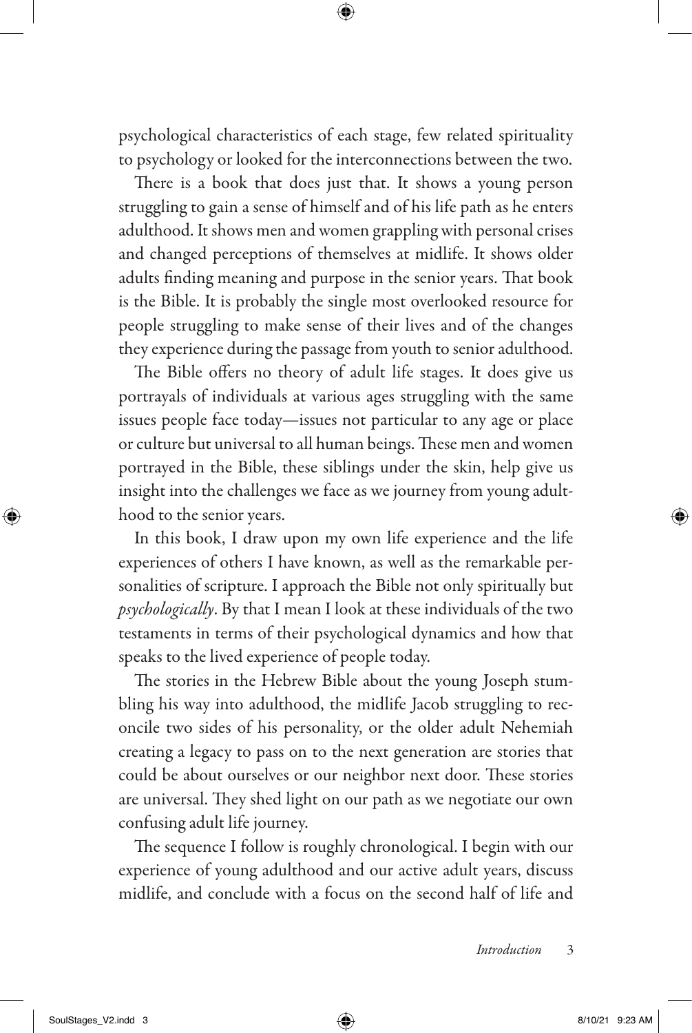psychological characteristics of each stage, few related spirituality to psychology or looked for the interconnections between the two.

There is a book that does just that. It shows a young person struggling to gain a sense of himself and of his life path as he enters adulthood. It shows men and women grappling with personal crises and changed perceptions of themselves at midlife. It shows older adults finding meaning and purpose in the senior years. That book is the Bible. It is probably the single most overlooked resource for people struggling to make sense of their lives and of the changes they experience during the passage from youth to senior adulthood.

The Bible offers no theory of adult life stages. It does give us portrayals of individuals at various ages struggling with the same issues people face today—issues not particular to any age or place or culture but universal to all human beings. These men and women portrayed in the Bible, these siblings under the skin, help give us insight into the challenges we face as we journey from young adulthood to the senior years.

In this book, I draw upon my own life experience and the life experiences of others I have known, as well as the remarkable personalities of scripture. I approach the Bible not only spiritually but *psychologically*. By that I mean I look at these individuals of the two testaments in terms of their psychological dynamics and how that speaks to the lived experience of people today.

The stories in the Hebrew Bible about the young Joseph stumbling his way into adulthood, the midlife Jacob struggling to reconcile two sides of his personality, or the older adult Nehemiah creating a legacy to pass on to the next generation are stories that could be about ourselves or our neighbor next door. These stories are universal. They shed light on our path as we negotiate our own confusing adult life journey.

The sequence I follow is roughly chronological. I begin with our experience of young adulthood and our active adult years, discuss midlife, and conclude with a focus on the second half of life and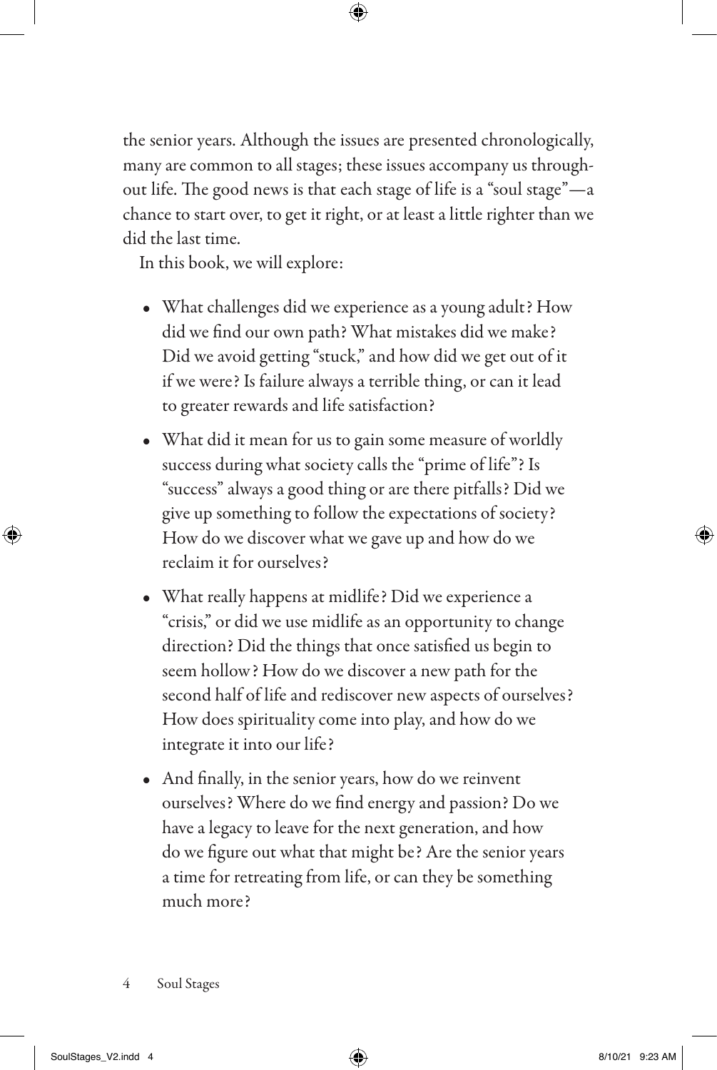the senior years. Although the issues are presented chronologically, many are common to all stages; these issues accompany us throughout life. The good news is that each stage of life is a "soul stage"—a chance to start over, to get it right, or at least a little righter than we did the last time.

In this book, we will explore:

- What challenges did we experience as a young adult? How did we find our own path? What mistakes did we make? Did we avoid getting "stuck," and how did we get out of it if we were? Is failure always a terrible thing, or can it lead to greater rewards and life satisfaction?
- What did it mean for us to gain some measure of worldly success during what society calls the "prime of life"? Is "success" always a good thing or are there pitfalls? Did we give up something to follow the expectations of society? How do we discover what we gave up and how do we reclaim it for ourselves?
- What really happens at midlife? Did we experience a "crisis," or did we use midlife as an opportunity to change direction? Did the things that once satisfied us begin to seem hollow? How do we discover a new path for the second half of life and rediscover new aspects of ourselves? How does spirituality come into play, and how do we integrate it into our life?
- And finally, in the senior years, how do we reinvent ourselves? Where do we find energy and passion? Do we have a legacy to leave for the next generation, and how do we figure out what that might be? Are the senior years a time for retreating from life, or can they be something much more?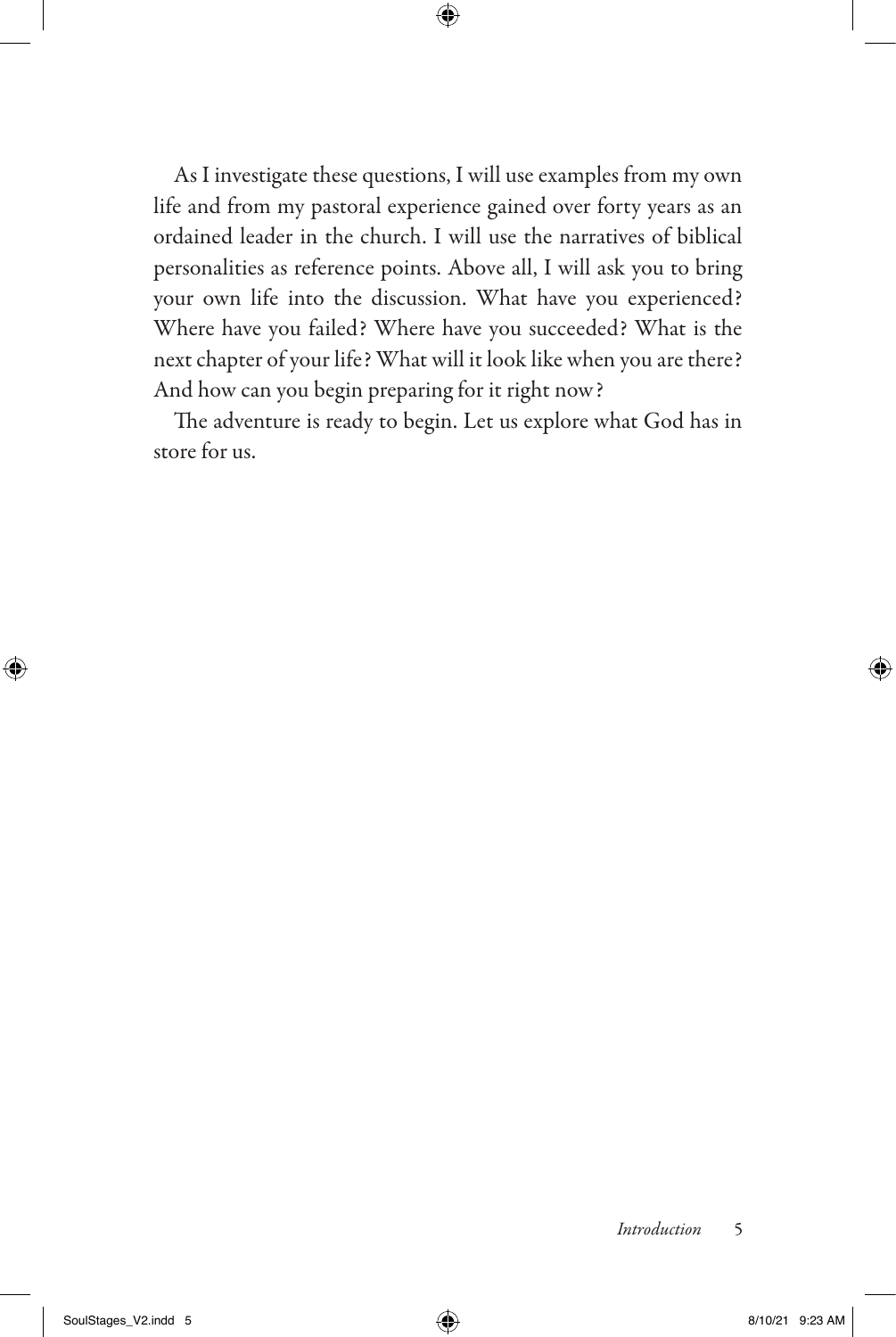As I investigate these questions, I will use examples from my own life and from my pastoral experience gained over forty years as an ordained leader in the church. I will use the narratives of biblical personalities as reference points. Above all, I will ask you to bring your own life into the discussion. What have you experienced? Where have you failed? Where have you succeeded? What is the next chapter of your life? What will it look like when you are there? And how can you begin preparing for it right now?

The adventure is ready to begin. Let us explore what God has in store for us.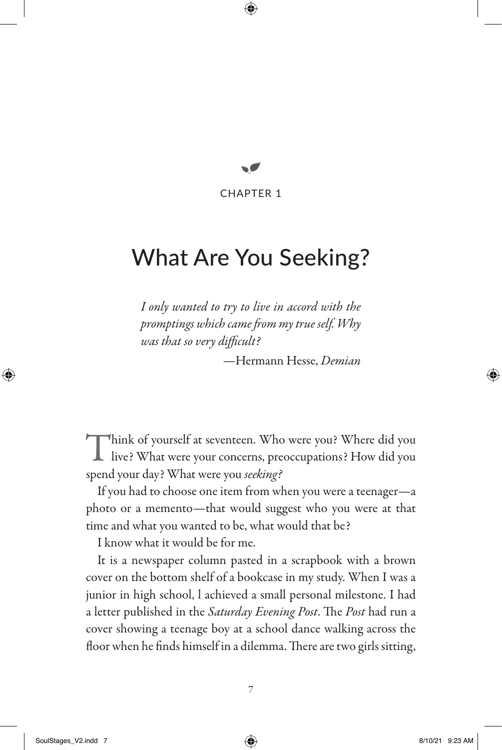CHAPTER 1

# What Are You Seeking?

*I only wanted to try to live in accord with the promptings which came from my true self. Why was that so very difficult?*

—Hermann Hesse, *Demian*

Think of yourself at seventeen. Who were you? Where did you live? What were your concerns, preoccupations? How did you spend your day? What were you *seeking?*

If you had to choose one item from when you were a teenager—a photo or a memento—that would suggest who you were at that time and what you wanted to be, what would that be?

I know what it would be for me.

It is a newspaper column pasted in a scrapbook with a brown cover on the bottom shelf of a bookcase in my study. When I was a junior in high school, l achieved a small personal milestone. I had a letter published in the *Saturday Evening Post*. The *Post* had run a cover showing a teenage boy at a school dance walking across the floor when he finds himself in a dilemma. There are two girls sitting,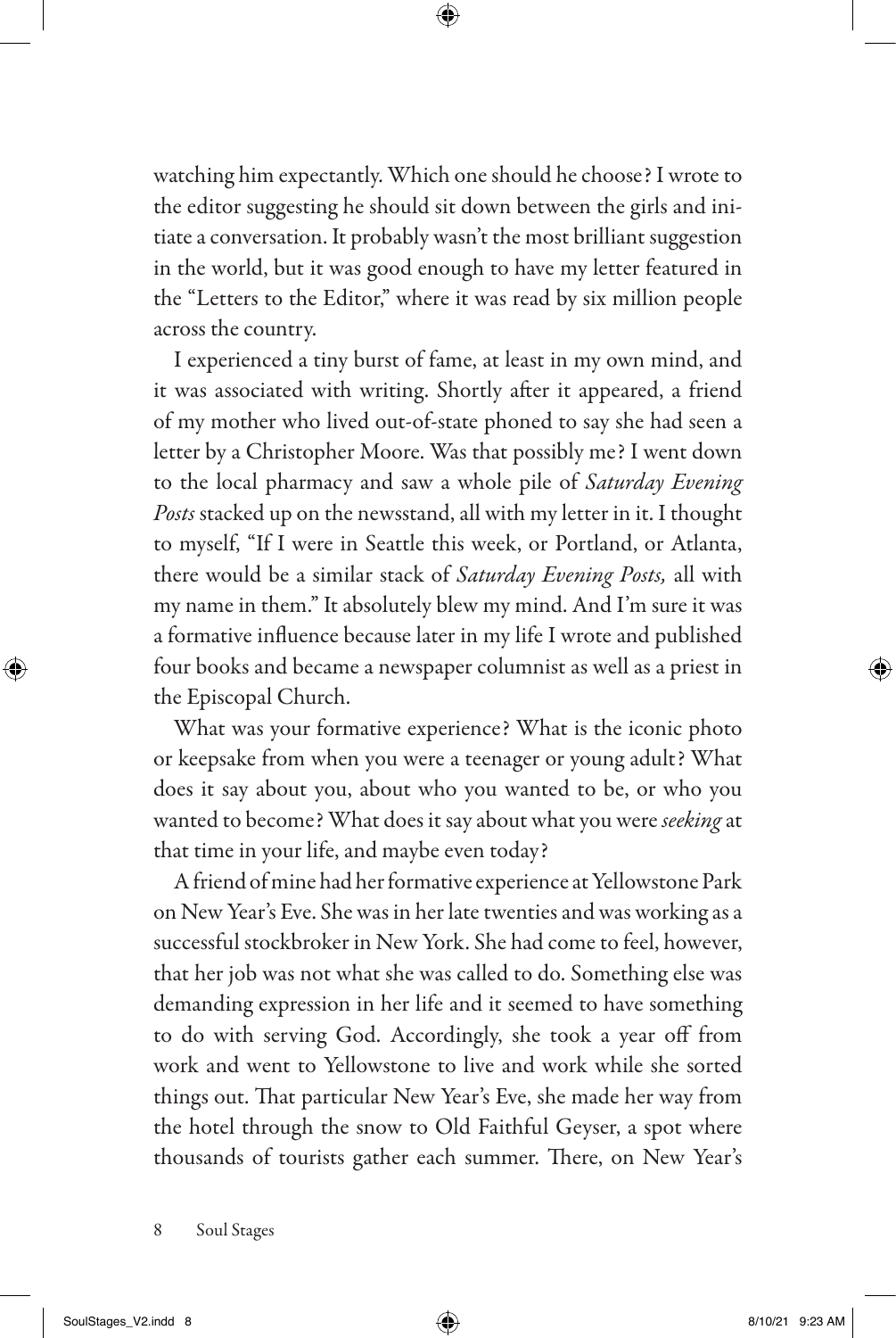watching him expectantly. Which one should he choose? I wrote to the editor suggesting he should sit down between the girls and initiate a conversation. It probably wasn't the most brilliant suggestion in the world, but it was good enough to have my letter featured in the "Letters to the Editor," where it was read by six million people across the country.

I experienced a tiny burst of fame, at least in my own mind, and it was associated with writing. Shortly after it appeared, a friend of my mother who lived out-of-state phoned to say she had seen a letter by a Christopher Moore. Was that possibly me? I went down to the local pharmacy and saw a whole pile of *Saturday Evening Posts* stacked up on the newsstand, all with my letter in it. I thought to myself, "If I were in Seattle this week, or Portland, or Atlanta, there would be a similar stack of *Saturday Evening Posts,* all with my name in them." It absolutely blew my mind. And I'm sure it was a formative influence because later in my life I wrote and published four books and became a newspaper columnist as well as a priest in the Episcopal Church.

What was your formative experience? What is the iconic photo or keepsake from when you were a teenager or young adult? What does it say about you, about who you wanted to be, or who you wanted to become? What does it say about what you were *seeking* at that time in your life, and maybe even today?

A friend of mine had her formative experience at Yellowstone Park on New Year's Eve. She was in her late twenties and was working as a successful stockbroker in New York. She had come to feel, however, that her job was not what she was called to do. Something else was demanding expression in her life and it seemed to have something to do with serving God. Accordingly, she took a year off from work and went to Yellowstone to live and work while she sorted things out. That particular New Year's Eve, she made her way from the hotel through the snow to Old Faithful Geyser, a spot where thousands of tourists gather each summer. There, on New Year's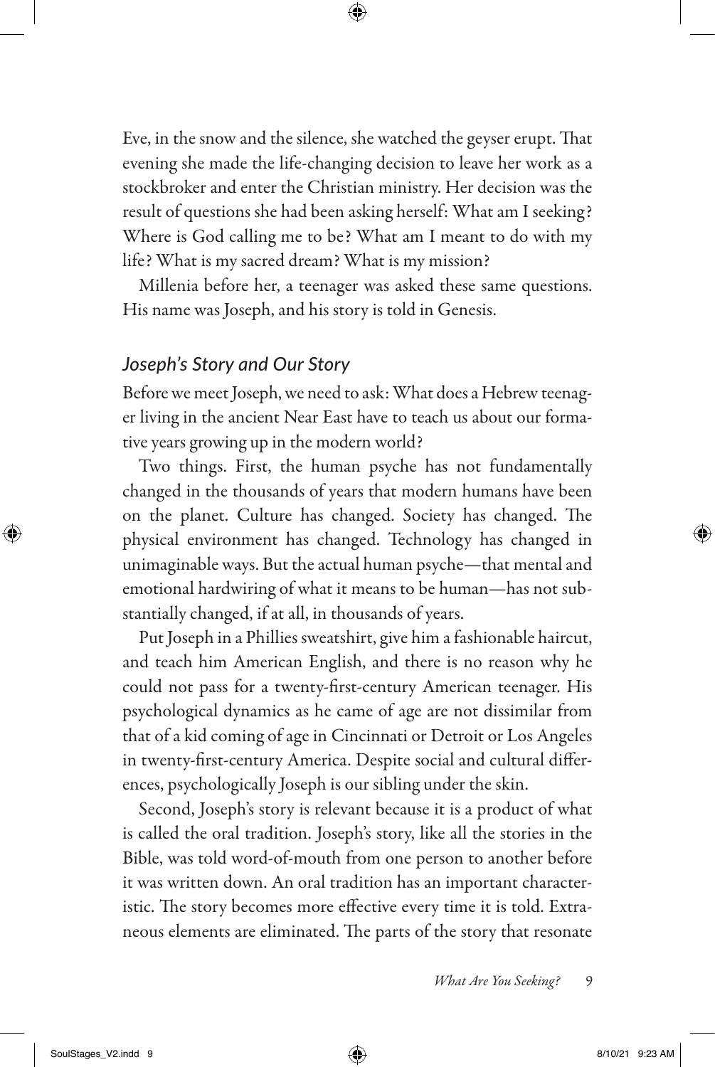Eve, in the snow and the silence, she watched the geyser erupt. That evening she made the life-changing decision to leave her work as a stockbroker and enter the Christian ministry. Her decision was the result of questions she had been asking herself: What am I seeking? Where is God calling me to be? What am I meant to do with my life? What is my sacred dream? What is my mission?

Millenia before her, a teenager was asked these same questions. His name was Joseph, and his story is told in Genesis.

### *Joseph's Story and Our Story*

Before we meet Joseph, we need to ask: What does a Hebrew teenager living in the ancient Near East have to teach us about our formative years growing up in the modern world?

Two things. First, the human psyche has not fundamentally changed in the thousands of years that modern humans have been on the planet. Culture has changed. Society has changed. The physical environment has changed. Technology has changed in unimaginable ways. But the actual human psyche—that mental and emotional hardwiring of what it means to be human—has not substantially changed, if at all, in thousands of years.

Put Joseph in a Phillies sweatshirt, give him a fashionable haircut, and teach him American English, and there is no reason why he could not pass for a twenty-first-century American teenager. His psychological dynamics as he came of age are not dissimilar from that of a kid coming of age in Cincinnati or Detroit or Los Angeles in twenty-first-century America. Despite social and cultural differences, psychologically Joseph is our sibling under the skin.

Second, Joseph's story is relevant because it is a product of what is called the oral tradition. Joseph's story, like all the stories in the Bible, was told word-of-mouth from one person to another before it was written down. An oral tradition has an important characteristic. The story becomes more effective every time it is told. Extraneous elements are eliminated. The parts of the story that resonate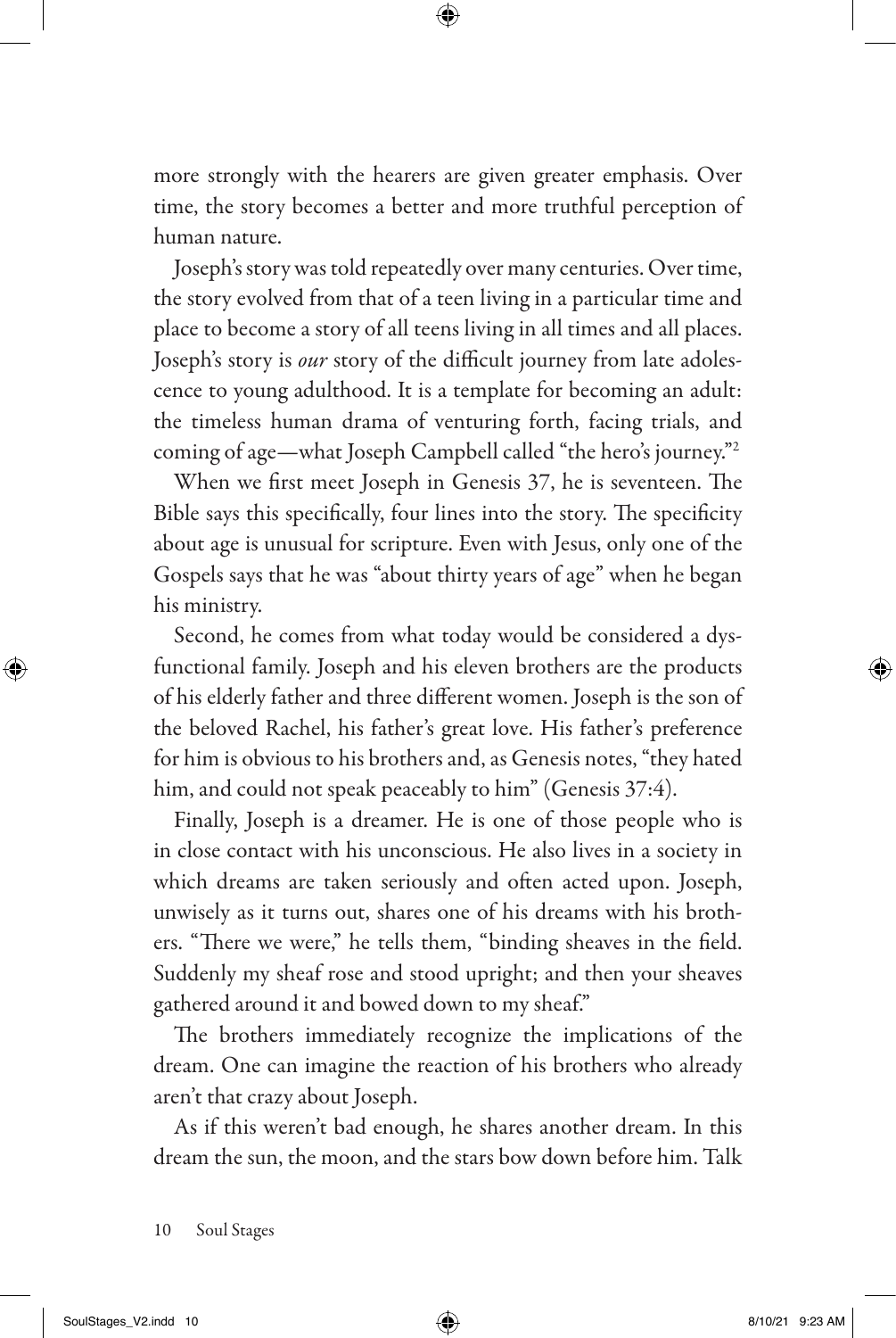more strongly with the hearers are given greater emphasis. Over time, the story becomes a better and more truthful perception of human nature.

Joseph's story was told repeatedly over many centuries. Over time, the story evolved from that of a teen living in a particular time and place to become a story of all teens living in all times and all places. Joseph's story is *our* story of the difficult journey from late adolescence to young adulthood. It is a template for becoming an adult: the timeless human drama of venturing forth, facing trials, and coming of age—what Joseph Campbell called "the hero's journey."[2]

When we first meet Joseph in Genesis 37, he is seventeen. The Bible says this specifically, four lines into the story. The specificity about age is unusual for scripture. Even with Jesus, only one of the Gospels says that he was "about thirty years of age" when he began his ministry.

Second, he comes from what today would be considered a dysfunctional family. Joseph and his eleven brothers are the products of his elderly father and three different women. Joseph is the son of the beloved Rachel, his father's great love. His father's preference for him is obvious to his brothers and, as Genesis notes, "they hated him, and could not speak peaceably to him" (Genesis 37:4).

Finally, Joseph is a dreamer. He is one of those people who is in close contact with his unconscious. He also lives in a society in which dreams are taken seriously and often acted upon. Joseph, unwisely as it turns out, shares one of his dreams with his brothers. "There we were," he tells them, "binding sheaves in the field. Suddenly my sheaf rose and stood upright; and then your sheaves gathered around it and bowed down to my sheaf."

The brothers immediately recognize the implications of the dream. One can imagine the reaction of his brothers who already aren't that crazy about Joseph.

As if this weren't bad enough, he shares another dream. In this dream the sun, the moon, and the stars bow down before him. Talk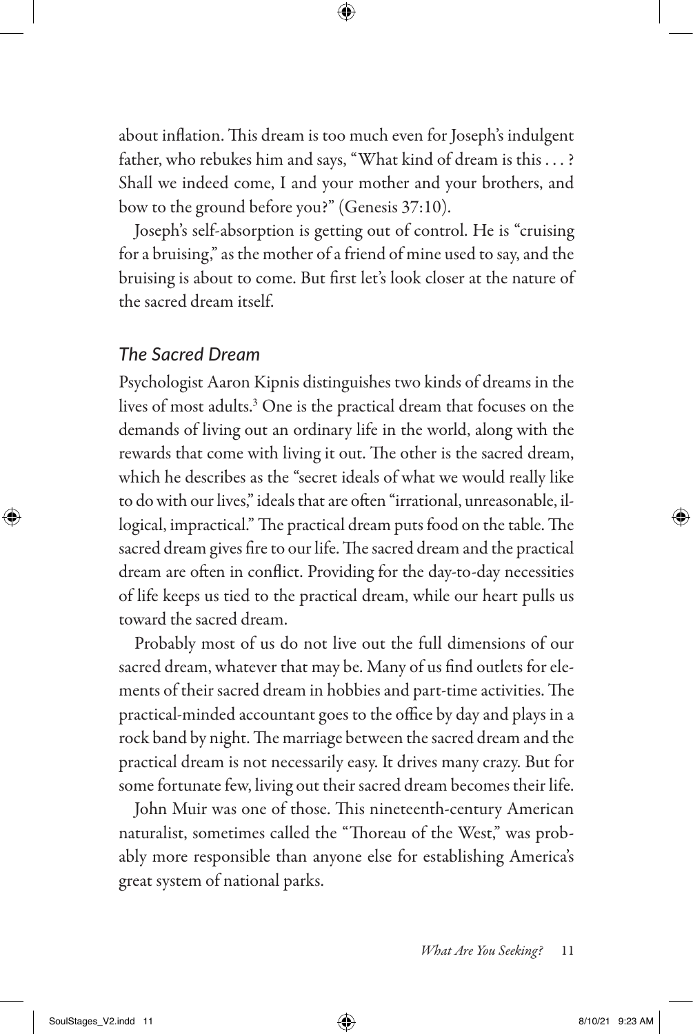about inflation. This dream is too much even for Joseph's indulgent father, who rebukes him and says, "What kind of dream is this . . . ? Shall we indeed come, I and your mother and your brothers, and bow to the ground before you?" (Genesis 37:10).

Joseph's self-absorption is getting out of control. He is "cruising for a bruising," as the mother of a friend of mine used to say, and the bruising is about to come. But first let's look closer at the nature of the sacred dream itself.

### *The Sacred Dream*

Psychologist Aaron Kipnis distinguishes two kinds of dreams in the lives of most adults.[3] One is the practical dream that focuses on the demands of living out an ordinary life in the world, along with the rewards that come with living it out. The other is the sacred dream, which he describes as the "secret ideals of what we would really like to do with our lives," ideals that are often "irrational, unreasonable, illogical, impractical." The practical dream puts food on the table. The sacred dream gives fire to our life. The sacred dream and the practical dream are often in conflict. Providing for the day-to-day necessities of life keeps us tied to the practical dream, while our heart pulls us toward the sacred dream.

Probably most of us do not live out the full dimensions of our sacred dream, whatever that may be. Many of us find outlets for elements of their sacred dream in hobbies and part-time activities. The practical-minded accountant goes to the office by day and plays in a rock band by night. The marriage between the sacred dream and the practical dream is not necessarily easy. It drives many crazy. But for some fortunate few, living out their sacred dream becomes their life.

John Muir was one of those. This nineteenth-century American naturalist, sometimes called the "Thoreau of the West," was probably more responsible than anyone else for establishing America's great system of national parks.